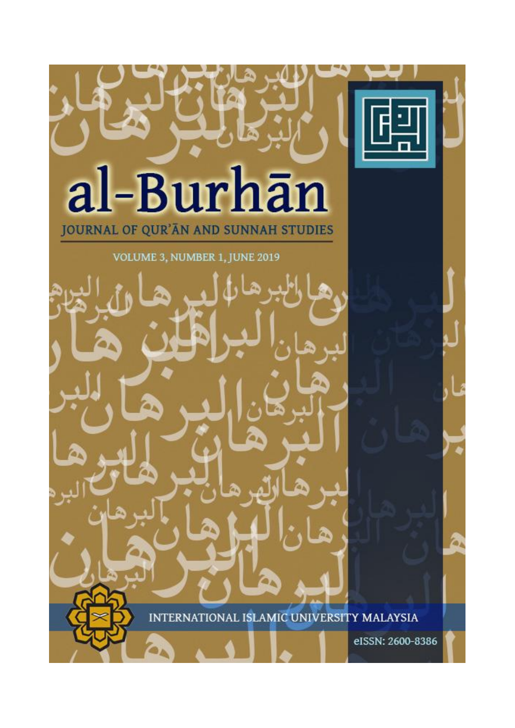# al-Burhān

## JOURNAL OF QUR'ĀN AND SUNNAH STUDIES

VOLUME 3, NUMBER 1, JUNE 2019

INTERNATIONAL ISLAMIC UNIVERSITY MALAYSIA

eISSN: 2600-8386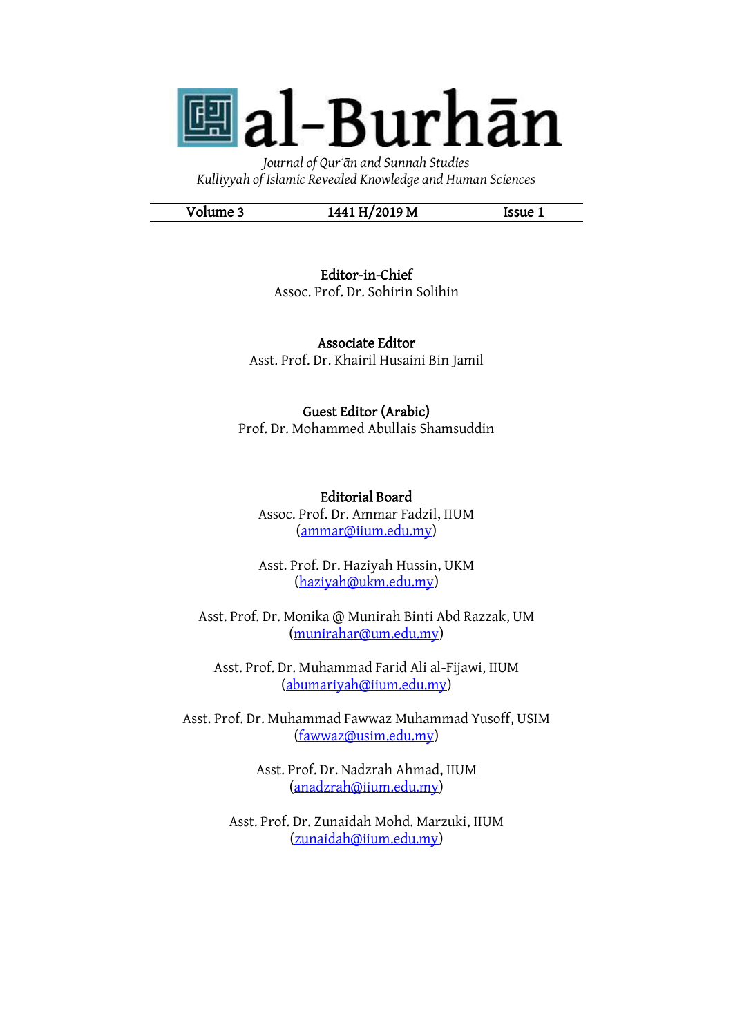# al-Burhān

*Journal of Qur'ān and Sunnah Studies*
*Kulliyyah of Islamic Revealed Knowledge and Human Sciences*

| Volume 3 | 1441 H/2019 M | Issue 1 |
|---|---|---|

**Editor-in-Chief**
Assoc. Prof. Dr. Sohirin Solihin

**Associate Editor**
Asst. Prof. Dr. Khairil Husaini Bin Jamil

**Guest Editor (Arabic)**
Prof. Dr. Mohammed Abullais Shamsuddin

**Editorial Board**

Assoc. Prof. Dr. Ammar Fadzil, IIUM
(ammar@iium.edu.my)

Asst. Prof. Dr. Haziyah Hussin, UKM
(haziyah@ukm.edu.my)

Asst. Prof. Dr. Monika @ Munirah Binti Abd Razzak, UM
(munirahar@um.edu.my)

Asst. Prof. Dr. Muhammad Farid Ali al-Fijawi, IIUM
(abumariyah@iium.edu.my)

Asst. Prof. Dr. Muhammad Fawwaz Muhammad Yusoff, USIM
(fawwaz@usim.edu.my)

Asst. Prof. Dr. Nadzrah Ahmad, IIUM
(anadzrah@iium.edu.my)

Asst. Prof. Dr. Zunaidah Mohd. Marzuki, IIUM
(zunaidah@iium.edu.my)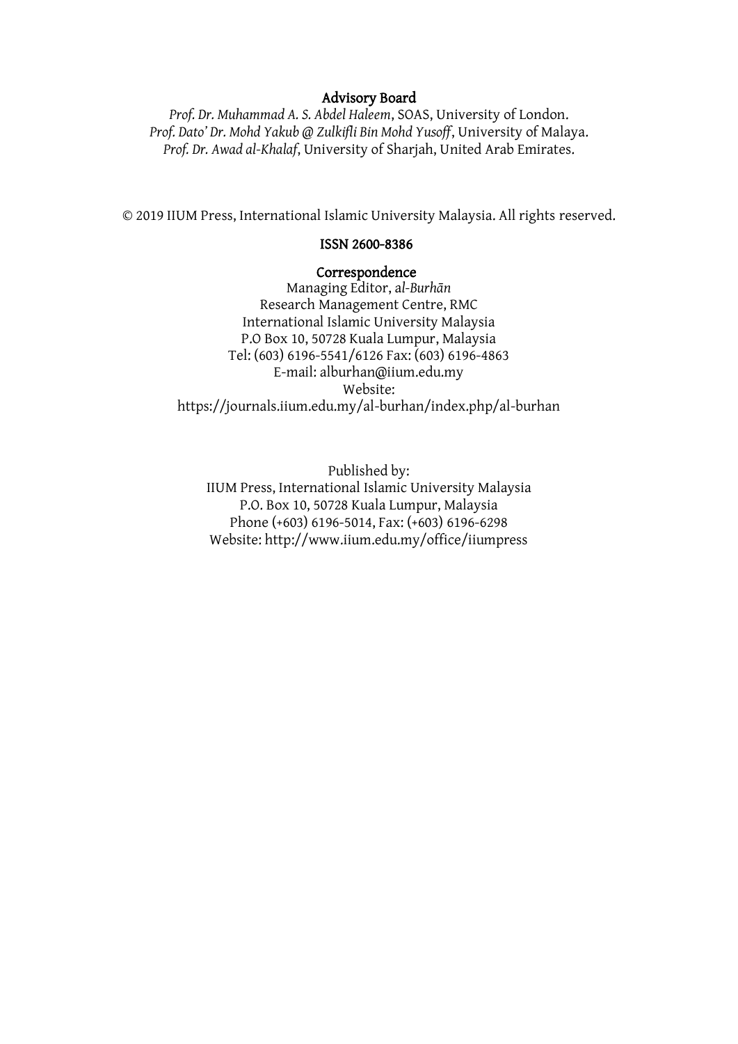## Advisory Board

*Prof. Dr. Muhammad A. S. Abdel Haleem*, SOAS, University of London.
*Prof. Dato' Dr. Mohd Yakub @ Zulkifli Bin Mohd Yusoff*, University of Malaya.
*Prof. Dr. Awad al-Khalaf*, University of Sharjah, United Arab Emirates.

© 2019 IIUM Press, International Islamic University Malaysia. All rights reserved.

**ISSN 2600-8386**

## Correspondence

Managing Editor, a*l-Burhān*
Research Management Centre, RMC
International Islamic University Malaysia
P.O Box 10, 50728 Kuala Lumpur, Malaysia
Tel: (603) 6196-5541/6126 Fax: (603) 6196-4863
E-mail: alburhan@iium.edu.my
Website:
https://journals.iium.edu.my/al-burhan/index.php/al-burhan

Published by:
IIUM Press, International Islamic University Malaysia
P.O. Box 10, 50728 Kuala Lumpur, Malaysia
Phone (+603) 6196-5014, Fax: (+603) 6196-6298
Website: http://www.iium.edu.my/office/iiumpress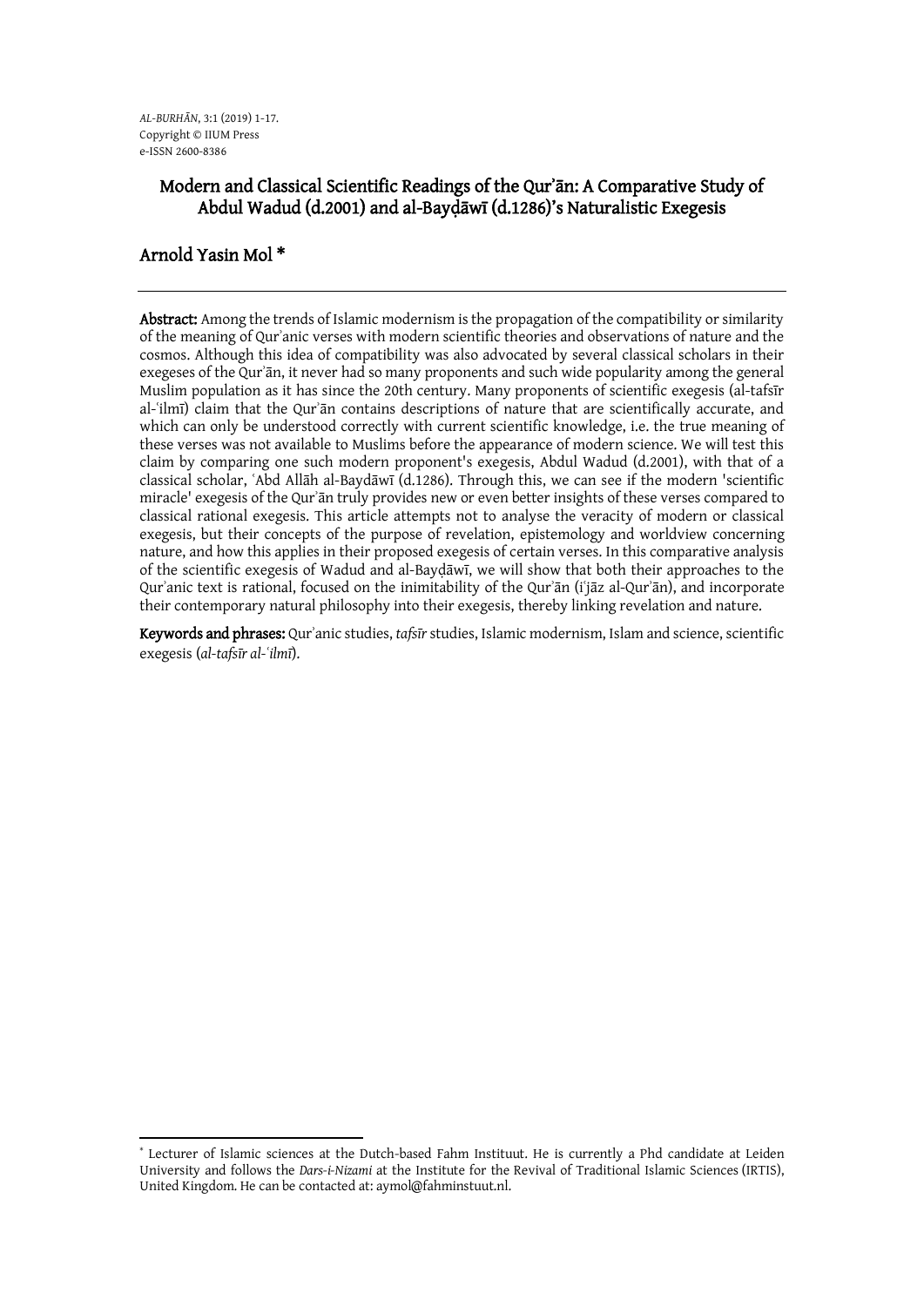# Modern and Classical Scientific Readings of the Qur'ān: A Comparative Study of Abdul Wadud (d.2001) and al-Bayḍāwī (d.1286)'s Naturalistic Exegesis

## Arnold Yasin Mol *

**Abstract:** Among the trends of Islamic modernism is the propagation of the compatibility or similarity of the meaning of Qurʾanic verses with modern scientific theories and observations of nature and the cosmos. Although this idea of compatibility was also advocated by several classical scholars in their exegeses of the Qurʾān, it never had so many proponents and such wide popularity among the general Muslim population as it has since the 20th century. Many proponents of scientific exegesis (al-tafsīr al-ʿilmī) claim that the Qurʾān contains descriptions of nature that are scientifically accurate, and which can only be understood correctly with current scientific knowledge, i.e. the true meaning of these verses was not available to Muslims before the appearance of modern science. We will test this claim by comparing one such modern proponent's exegesis, Abdul Wadud (d.2001), with that of a classical scholar, ʿAbd Allāh al-Baydāwī (d.1286). Through this, we can see if the modern 'scientific miracle' exegesis of the Qurʾān truly provides new or even better insights of these verses compared to classical rational exegesis. This article attempts not to analyse the veracity of modern or classical exegesis, but their concepts of the purpose of revelation, epistemology and worldview concerning nature, and how this applies in their proposed exegesis of certain verses. In this comparative analysis of the scientific exegesis of Wadud and al-Bayḍāwī, we will show that both their approaches to the Qurʾanic text is rational, focused on the inimitability of the Qurʾān (iʿjāz al-Qurʾān), and incorporate their contemporary natural philosophy into their exegesis, thereby linking revelation and nature.

**Keywords and phrases:** Qurʾanic studies, *tafsīr* studies, Islamic modernism, Islam and science, scientific exegesis (*al-tafsīr al-ʿilmī*).

---

* Lecturer of Islamic sciences at the Dutch-based Fahm Instituut. He is currently a Phd candidate at Leiden University and follows the *Dars-i-Nizami* at the Institute for the Revival of Traditional Islamic Sciences (IRTIS), United Kingdom. He can be contacted at: aymol@fahminstuut.nl.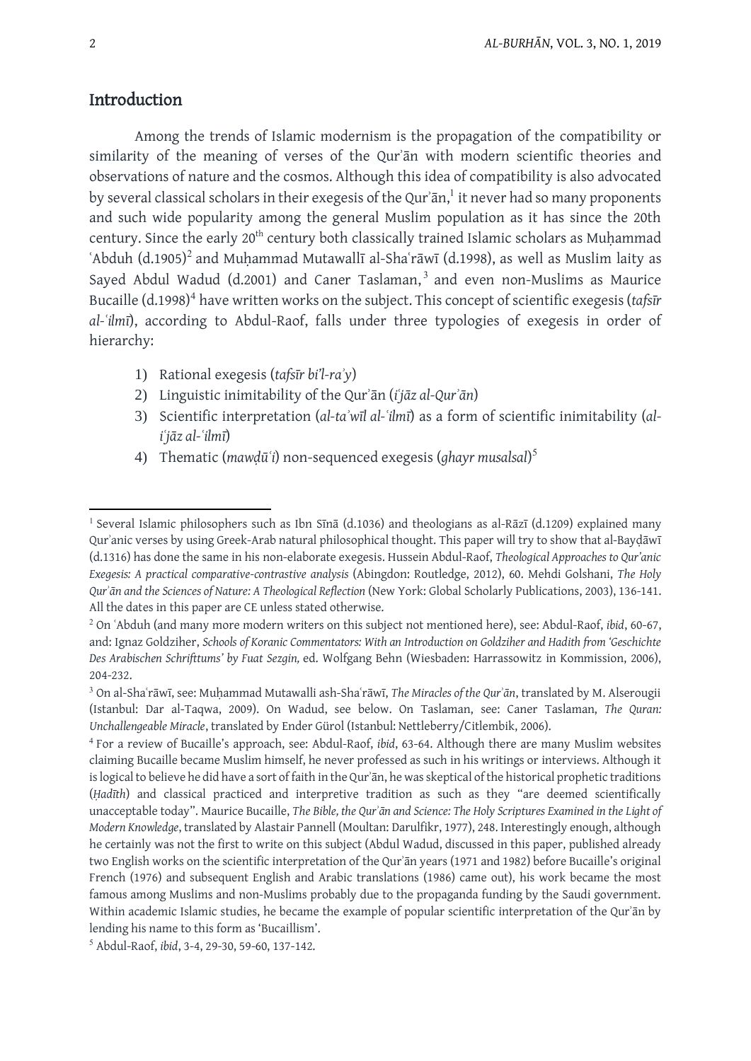## Introduction

Among the trends of Islamic modernism is the propagation of the compatibility or similarity of the meaning of verses of the Qurʾān with modern scientific theories and observations of nature and the cosmos. Although this idea of compatibility is also advocated by several classical scholars in their exegesis of the Qurʾān,[1] it never had so many proponents and such wide popularity among the general Muslim population as it has since the 20th century. Since the early 20th century both classically trained Islamic scholars as Muḥammad ʿAbduh (d.1905)[2] and Muḥammad Mutawallī al-Shaʿrāwī (d.1998), as well as Muslim laity as Sayed Abdul Wadud (d.2001) and Caner Taslaman,[3] and even non-Muslims as Maurice Bucaille (d.1998)[4] have written works on the subject. This concept of scientific exegesis (*tafsīr al-ʿilmī*), according to Abdul-Raof, falls under three typologies of exegesis in order of hierarchy:

1) Rational exegesis (*tafsīr bi'l-raʾy*)
2) Linguistic inimitability of the Qurʾān (*iʿjāz al-Qurʾān*)
3) Scientific interpretation (*al-taʾwīl al-ʿilmī*) as a form of scientific inimitability (*al-iʿjāz al-ʿilmī*)
4) Thematic (*mawḍūʿi*) non-sequenced exegesis (*ghayr musalsal*)[5]

---

[1] Several Islamic philosophers such as Ibn Sīnā (d.1036) and theologians as al-Rāzī (d.1209) explained many Qurʾanic verses by using Greek-Arab natural philosophical thought. This paper will try to show that al-Bayḍāwī (d.1316) has done the same in his non-elaborate exegesis. Hussein Abdul-Raof, *Theological Approaches to Qur'anic Exegesis: A practical comparative-contrastive analysis* (Abingdon: Routledge, 2012), 60. Mehdi Golshani, *The Holy Qurʾān and the Sciences of Nature: A Theological Reflection* (New York: Global Scholarly Publications, 2003), 136-141. All the dates in this paper are CE unless stated otherwise.

[2] On ʿAbduh (and many more modern writers on this subject not mentioned here), see: Abdul-Raof, *ibid*, 60-67, and: Ignaz Goldziher, *Schools of Koranic Commentators: With an Introduction on Goldziher and Hadith from 'Geschichte Des Arabischen Schrifttums' by Fuat Sezgin,* ed. Wolfgang Behn (Wiesbaden: Harrassowitz in Kommission, 2006), 204-232.

[3] On al-Shaʿrāwī, see: Muḥammad Mutawalli ash-Shaʿrāwī, *The Miracles of the Qurʾān*, translated by M. Alserougii (Istanbul: Dar al-Taqwa, 2009). On Wadud, see below. On Taslaman, see: Caner Taslaman, *The Quran: Unchallengeable Miracle*, translated by Ender Gürol (Istanbul: Nettleberry/Citlembik, 2006).

[4] For a review of Bucaille's approach, see: Abdul-Raof, *ibid*, 63-64. Although there are many Muslim websites claiming Bucaille became Muslim himself, he never professed as such in his writings or interviews. Although it is logical to believe he did have a sort of faith in the Qurʾān, he was skeptical of the historical prophetic traditions (*Ḥadīth*) and classical practiced and interpretive tradition as such as they "are deemed scientifically unacceptable today". Maurice Bucaille, *The Bible, the Qurʾān and Science: The Holy Scriptures Examined in the Light of Modern Knowledge*, translated by Alastair Pannell (Moultan: Darulfikr, 1977), 248. Interestingly enough, although he certainly was not the first to write on this subject (Abdul Wadud, discussed in this paper, published already two English works on the scientific interpretation of the Qurʾān years (1971 and 1982) before Bucaille's original French (1976) and subsequent English and Arabic translations (1986) came out), his work became the most famous among Muslims and non-Muslims probably due to the propaganda funding by the Saudi government. Within academic Islamic studies, he became the example of popular scientific interpretation of the Qurʾān by lending his name to this form as 'Bucaillism'.

[5] Abdul-Raof, *ibid*, 3-4, 29-30, 59-60, 137-142.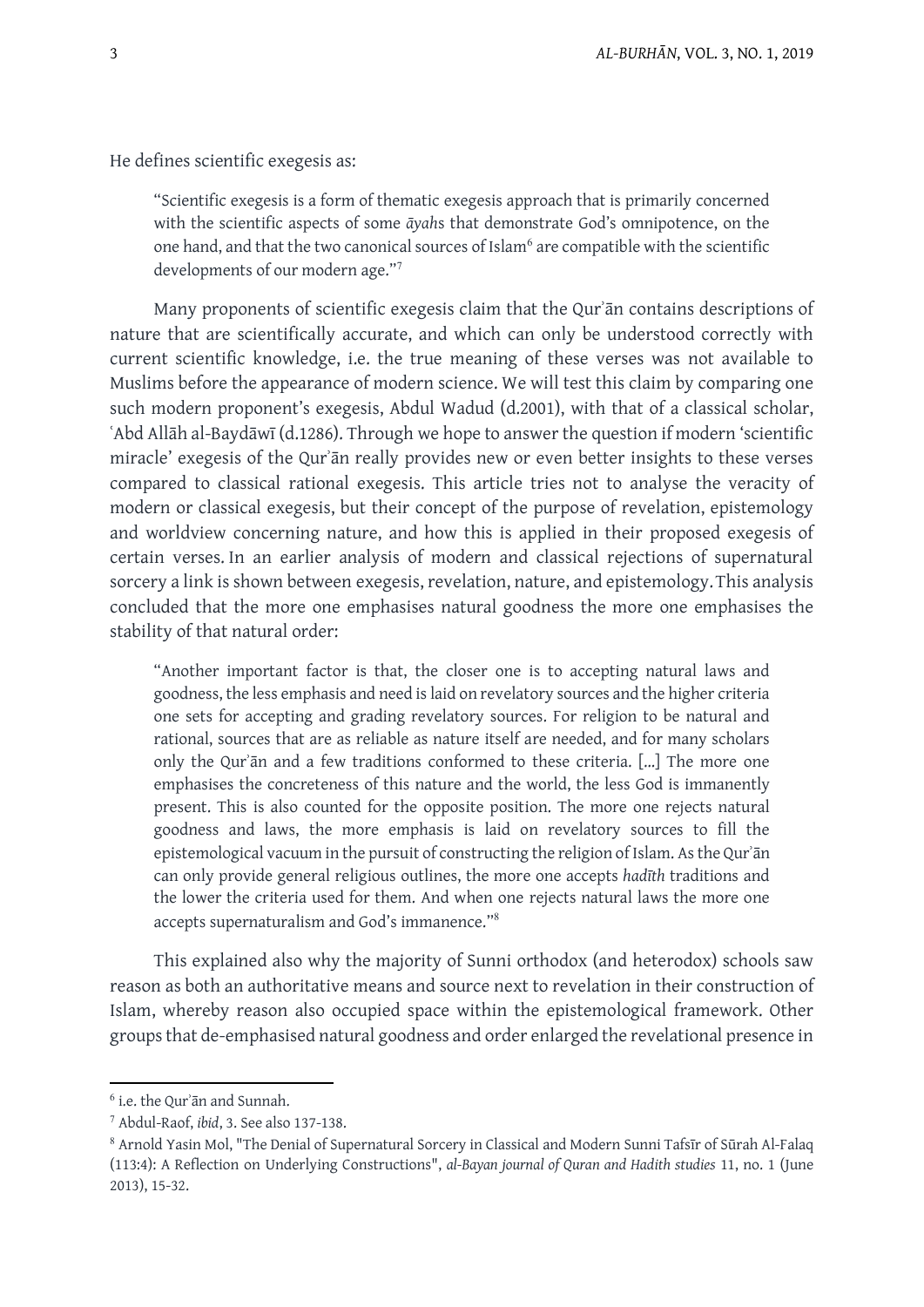He defines scientific exegesis as:

> "Scientific exegesis is a form of thematic exegesis approach that is primarily concerned with the scientific aspects of some *āyah*s that demonstrate God's omnipotence, on the one hand, and that the two canonical sources of Islam[6] are compatible with the scientific developments of our modern age."[7]

Many proponents of scientific exegesis claim that the Qurʾān contains descriptions of nature that are scientifically accurate, and which can only be understood correctly with current scientific knowledge, i.e. the true meaning of these verses was not available to Muslims before the appearance of modern science. We will test this claim by comparing one such modern proponent's exegesis, Abdul Wadud (d.2001), with that of a classical scholar, ʿAbd Allāh al-Baydāwī (d.1286). Through we hope to answer the question if modern 'scientific miracle' exegesis of the Qurʾān really provides new or even better insights to these verses compared to classical rational exegesis. This article tries not to analyse the veracity of modern or classical exegesis, but their concept of the purpose of revelation, epistemology and worldview concerning nature, and how this is applied in their proposed exegesis of certain verses. In an earlier analysis of modern and classical rejections of supernatural sorcery a link is shown between exegesis, revelation, nature, and epistemology. This analysis concluded that the more one emphasises natural goodness the more one emphasises the stability of that natural order:

> "Another important factor is that, the closer one is to accepting natural laws and goodness, the less emphasis and need is laid on revelatory sources and the higher criteria one sets for accepting and grading revelatory sources. For religion to be natural and rational, sources that are as reliable as nature itself are needed, and for many scholars only the Qurʾān and a few traditions conformed to these criteria. [...] The more one emphasises the concreteness of this nature and the world, the less God is immanently present. This is also counted for the opposite position. The more one rejects natural goodness and laws, the more emphasis is laid on revelatory sources to fill the epistemological vacuum in the pursuit of constructing the religion of Islam. As the Qurʾān can only provide general religious outlines, the more one accepts *hadīth* traditions and the lower the criteria used for them. And when one rejects natural laws the more one accepts supernaturalism and God's immanence."[8]

This explained also why the majority of Sunni orthodox (and heterodox) schools saw reason as both an authoritative means and source next to revelation in their construction of Islam, whereby reason also occupied space within the epistemological framework. Other groups that de-emphasised natural goodness and order enlarged the revelational presence in

---

[6] i.e. the Qurʾān and Sunnah.

[7] Abdul-Raof, *ibid*, 3. See also 137-138.

[8] Arnold Yasin Mol, "The Denial of Supernatural Sorcery in Classical and Modern Sunni Tafsīr of Sūrah Al-Falaq (113:4): A Reflection on Underlying Constructions", *al-Bayan journal of Quran and Hadith studies* 11, no. 1 (June 2013), 15-32.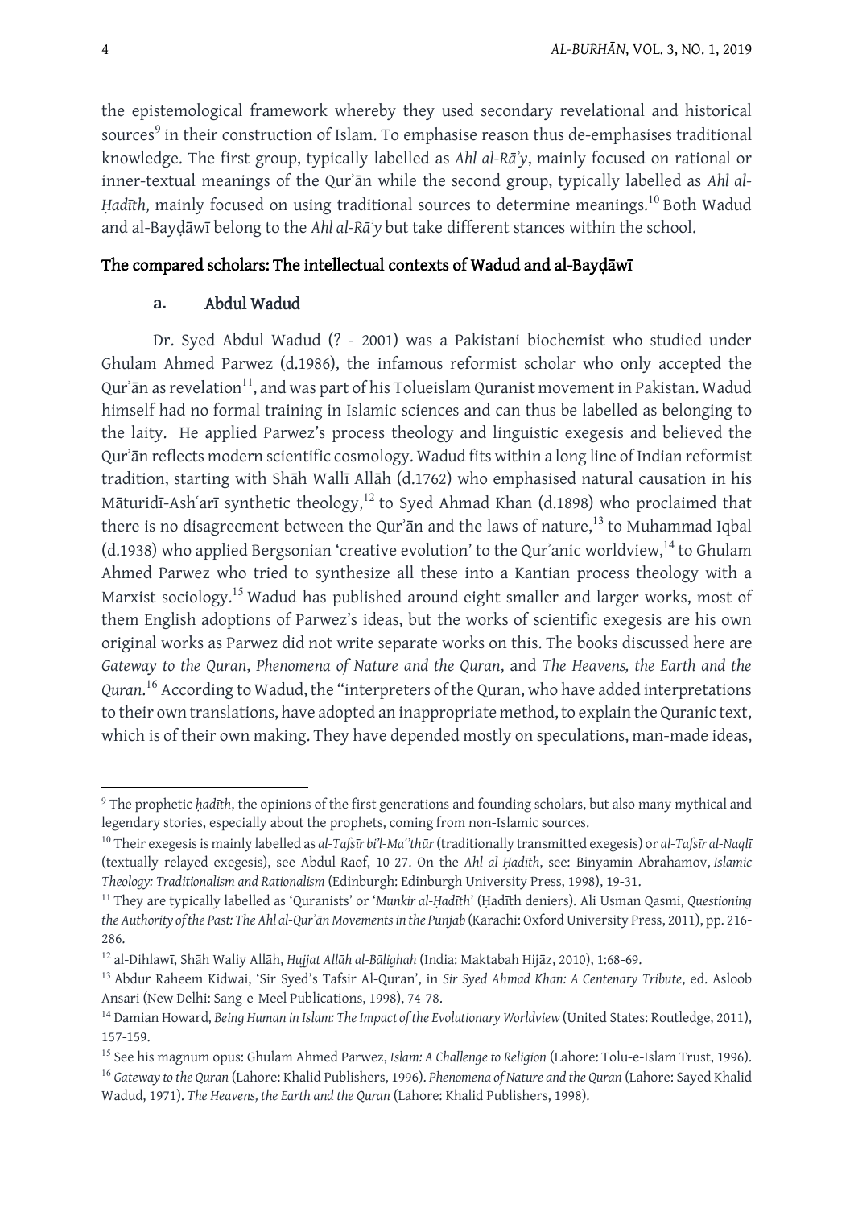the epistemological framework whereby they used secondary revelational and historical sources[9] in their construction of Islam. To emphasise reason thus de-emphasises traditional knowledge. The first group, typically labelled as *Ahl al-Rāʾy*, mainly focused on rational or inner-textual meanings of the Qurʾān while the second group, typically labelled as *Ahl al-Ḥadīth*, mainly focused on using traditional sources to determine meanings.[10] Both Wadud and al-Bayḍāwī belong to the *Ahl al-Rāʾy* but take different stances within the school.

## The compared scholars: The intellectual contexts of Wadud and al-Bayḍāwī

### a. Abdul Wadud

Dr. Syed Abdul Wadud (? - 2001) was a Pakistani biochemist who studied under Ghulam Ahmed Parwez (d.1986), the infamous reformist scholar who only accepted the Qurʾān as revelation[11], and was part of his Tolueislam Quranist movement in Pakistan. Wadud himself had no formal training in Islamic sciences and can thus be labelled as belonging to the laity. He applied Parwez's process theology and linguistic exegesis and believed the Qurʾān reflects modern scientific cosmology. Wadud fits within a long line of Indian reformist tradition, starting with Shāh Wallī Allāh (d.1762) who emphasised natural causation in his Māturidī-Ashʿarī synthetic theology,[12] to Syed Ahmad Khan (d.1898) who proclaimed that there is no disagreement between the Qurʾān and the laws of nature,[13] to Muhammad Iqbal (d.1938) who applied Bergsonian 'creative evolution' to the Qurʾanic worldview,[14] to Ghulam Ahmed Parwez who tried to synthesize all these into a Kantian process theology with a Marxist sociology.[15] Wadud has published around eight smaller and larger works, most of them English adoptions of Parwez's ideas, but the works of scientific exegesis are his own original works as Parwez did not write separate works on this. The books discussed here are *Gateway to the Quran*, *Phenomena of Nature and the Quran*, and *The Heavens, the Earth and the Quran*.[16] According to Wadud, the "interpreters of the Quran, who have added interpretations to their own translations, have adopted an inappropriate method, to explain the Quranic text, which is of their own making. They have depended mostly on speculations, man-made ideas,

---

[9] The prophetic *ḥadīth*, the opinions of the first generations and founding scholars, but also many mythical and legendary stories, especially about the prophets, coming from non-Islamic sources.

[10] Their exegesis is mainly labelled as *al-Tafsīr bi'l-Maʾthūr* (traditionally transmitted exegesis) or *al-Tafsīr al-Naqlī* (textually relayed exegesis), see Abdul-Raof, 10-27. On the *Ahl al-Ḥadīth*, see: Binyamin Abrahamov, *Islamic Theology: Traditionalism and Rationalism* (Edinburgh: Edinburgh University Press, 1998), 19-31.

[11] They are typically labelled as 'Quranists' or '*Munkir al-Ḥadīth*' (Ḥadīth deniers). Ali Usman Qasmi, *Questioning the Authority of the Past: The Ahl al-Qurʾān Movements in the Punjab* (Karachi: Oxford University Press, 2011), pp. 216-286.

[12] al-Dihlawī, Shāh Waliy Allāh, *Ḥujjat Allāh al-Bālighah* (India: Maktabah Hijāz, 2010), 1:68-69.

[13] Abdur Raheem Kidwai, 'Sir Syed's Tafsir Al-Quran', in *Sir Syed Ahmad Khan: A Centenary Tribute*, ed. Asloob Ansari (New Delhi: Sang-e-Meel Publications, 1998), 74-78.

[14] Damian Howard, *Being Human in Islam: The Impact of the Evolutionary Worldview* (United States: Routledge, 2011), 157-159.

[15] See his magnum opus: Ghulam Ahmed Parwez, *Islam: A Challenge to Religion* (Lahore: Tolu-e-Islam Trust, 1996).

[16] *Gateway to the Quran* (Lahore: Khalid Publishers, 1996). *Phenomena of Nature and the Quran* (Lahore: Sayed Khalid Wadud, 1971). *The Heavens, the Earth and the Quran* (Lahore: Khalid Publishers, 1998).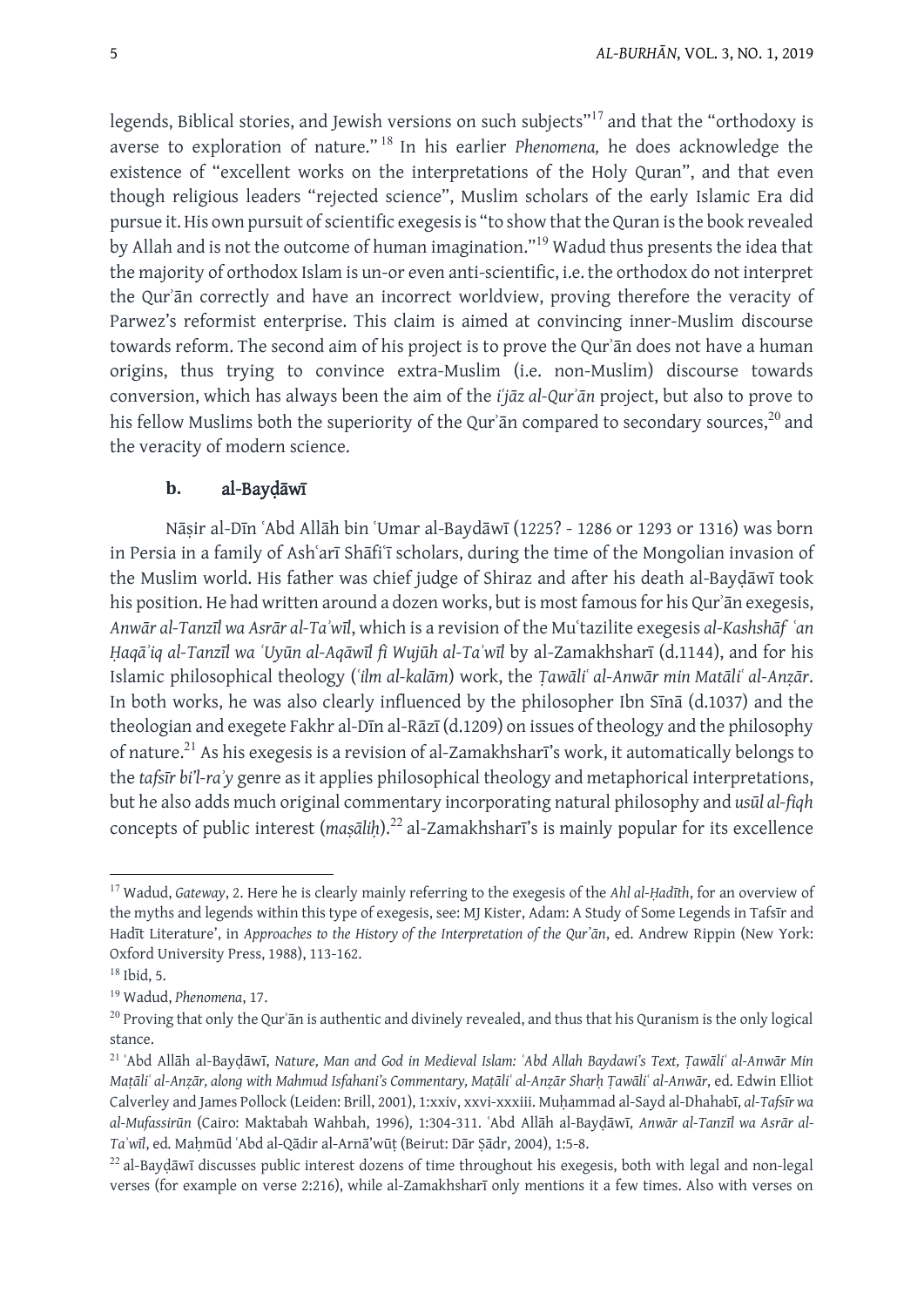legends, Biblical stories, and Jewish versions on such subjects"[17] and that the "orthodoxy is averse to exploration of nature."[18] In his earlier *Phenomena,* he does acknowledge the existence of "excellent works on the interpretations of the Holy Quran", and that even though religious leaders "rejected science", Muslim scholars of the early Islamic Era did pursue it. His own pursuit of scientific exegesis is "to show that the Quran is the book revealed by Allah and is not the outcome of human imagination."[19] Wadud thus presents the idea that the majority of orthodox Islam is un-or even anti-scientific, i.e. the orthodox do not interpret the Qurʾān correctly and have an incorrect worldview, proving therefore the veracity of Parwez's reformist enterprise. This claim is aimed at convincing inner-Muslim discourse towards reform. The second aim of his project is to prove the Qurʾān does not have a human origins, thus trying to convince extra-Muslim (i.e. non-Muslim) discourse towards conversion, which has always been the aim of the *iʿjāz al-Qurʾān* project, but also to prove to his fellow Muslims both the superiority of the Qurʾān compared to secondary sources,[20] and the veracity of modern science.

### b. al-Bayḍāwī

Nāṣir al-Dīn ʿAbd Allāh bin ʿUmar al-Baydāwī (1225? - 1286 or 1293 or 1316) was born in Persia in a family of Ashʿarī Shāfiʿī scholars, during the time of the Mongolian invasion of the Muslim world. His father was chief judge of Shiraz and after his death al-Bayḍāwī took his position. He had written around a dozen works, but is most famous for his Qurʾān exegesis, *Anwār al-Tanzīl wa Asrār al-Taʾwīl*, which is a revision of the Muʿtazilite exegesis *al-Kashshāf ʿan Ḥaqāʾiq al-Tanzīl wa ʿUyūn al-Aqāwīl fi Wujūh al-Taʾwīl* by al-Zamakhsharī (d.1144), and for his Islamic philosophical theology (*ʿilm al-kalām*) work, the *Ṭawāliʿ al-Anwār min Matāliʿ al-Anẓār*. In both works, he was also clearly influenced by the philosopher Ibn Sīnā (d.1037) and the theologian and exegete Fakhr al-Dīn al-Rāzī (d.1209) on issues of theology and the philosophy of nature.[21] As his exegesis is a revision of al-Zamakhsharī's work, it automatically belongs to the *tafsīr bi'l-raʾy* genre as it applies philosophical theology and metaphorical interpretations, but he also adds much original commentary incorporating natural philosophy and *usūl al-fiqh* concepts of public interest (*maṣāliḥ*).[22] al-Zamakhsharī's is mainly popular for its excellence

---

[17] Wadud, *Gateway*, 2. Here he is clearly mainly referring to the exegesis of the *Ahl al-Ḥadīth*, for an overview of the myths and legends within this type of exegesis, see: MJ Kister, Adam: A Study of Some Legends in Tafsīr and Hadīt Literature', in *Approaches to the History of the Interpretation of the Qurʾān*, ed. Andrew Rippin (New York: Oxford University Press, 1988), 113-162.

[18] Ibid, 5.

[19] Wadud, *Phenomena*, 17.

[20] Proving that only the Qurʾān is authentic and divinely revealed, and thus that his Quranism is the only logical stance.

[21] ʿAbd Allāh al-Bayḍāwī, *Nature, Man and God in Medieval Islam: ʿAbd Allah Baydawi's Text, Ṭawāliʿ al-Anwār Min Maṭāliʿ al-Anẓār, along with Mahmud Isfahani's Commentary, Maṭāliʿ al-Anẓār Sharḥ Ṭawāliʿ al-Anwār*, ed. Edwin Elliot Calverley and James Pollock (Leiden: Brill, 2001), 1:xxiv, xxvi-xxxiii. Muḥammad al-Sayd al-Dhahabī, *al-Tafsīr wa al-Mufassirūn* (Cairo: Maktabah Wahbah, 1996), 1:304-311. ʿAbd Allāh al-Bayḍāwī, *Anwār al-Tanzīl wa Asrār al-Taʾwīl*, ed. Maḥmūd ʿAbd al-Qādir al-Arnāʾwūṭ (Beirut: Dār Ṣādr, 2004), 1:5-8.

[22] al-Bayḍāwī discusses public interest dozens of time throughout his exegesis, both with legal and non-legal verses (for example on verse 2:216), while al-Zamakhsharī only mentions it a few times. Also with verses on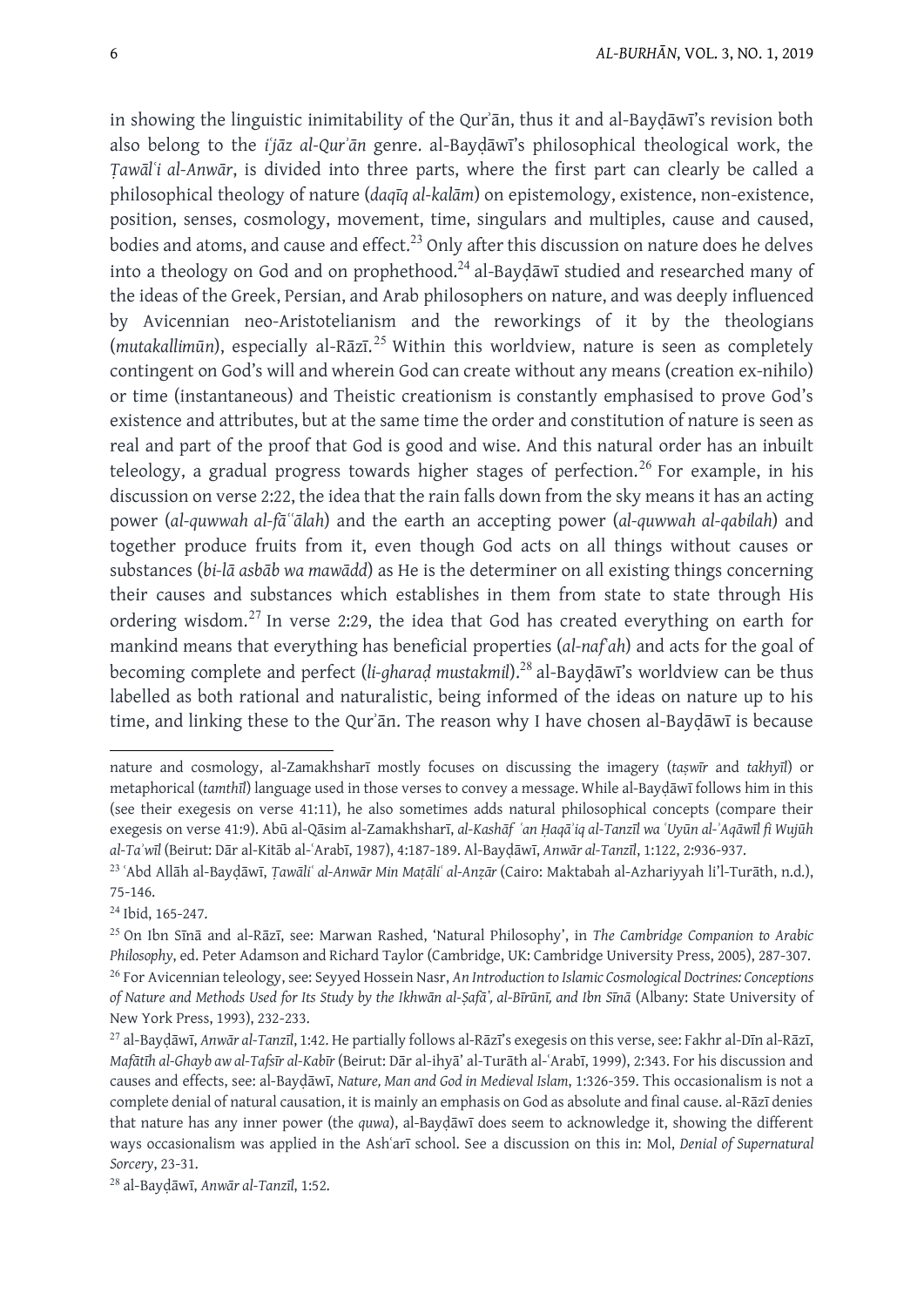in showing the linguistic inimitability of the Qurʾān, thus it and al-Bayḍāwī's revision both also belong to the *iʿjāz al-Qurʾān* genre. al-Bayḍāwī's philosophical theological work, the *Ṭawālʿi al-Anwār*, is divided into three parts, where the first part can clearly be called a philosophical theology of nature (*daqīq al-kalām*) on epistemology, existence, non-existence, position, senses, cosmology, movement, time, singulars and multiples, cause and caused, bodies and atoms, and cause and effect.[23] Only after this discussion on nature does he delves into a theology on God and on prophethood.[24] al-Bayḍāwī studied and researched many of the ideas of the Greek, Persian, and Arab philosophers on nature, and was deeply influenced by Avicennian neo-Aristotelianism and the reworkings of it by the theologians (*mutakallimūn*), especially al-Rāzī.[25] Within this worldview, nature is seen as completely contingent on God's will and wherein God can create without any means (creation ex-nihilo) or time (instantaneous) and Theistic creationism is constantly emphasised to prove God's existence and attributes, but at the same time the order and constitution of nature is seen as real and part of the proof that God is good and wise. And this natural order has an inbuilt teleology, a gradual progress towards higher stages of perfection.[26] For example, in his discussion on verse 2:22, the idea that the rain falls down from the sky means it has an acting power (*al-quwwah al-fāʿʿālah*) and the earth an accepting power (*al-quwwah al-qabilah*) and together produce fruits from it, even though God acts on all things without causes or substances (*bi-lā asbāb wa mawādd*) as He is the determiner on all existing things concerning their causes and substances which establishes in them from state to state through His ordering wisdom.[27] In verse 2:29, the idea that God has created everything on earth for mankind means that everything has beneficial properties (*al-nafʿah*) and acts for the goal of becoming complete and perfect (*li-gharaḍ mustakmil*).[28] al-Bayḍāwī's worldview can be thus labelled as both rational and naturalistic, being informed of the ideas on nature up to his time, and linking these to the Qurʾān. The reason why I have chosen al-Bayḍāwī is because

---

nature and cosmology, al-Zamakhsharī mostly focuses on discussing the imagery (*taṣwīr* and *takhyīl*) or metaphorical (*tamthīl*) language used in those verses to convey a message. While al-Bayḍāwī follows him in this (see their exegesis on verse 41:11), he also sometimes adds natural philosophical concepts (compare their exegesis on verse 41:9). Abū al-Qāsim al-Zamakhsharī, *al-Kashāf ʿan Ḥaqāʾiq al-Tanzīl wa ʿUyūn al-ʾAqāwīl fī Wujūh al-Taʾwīl* (Beirut: Dār al-Kitāb al-ʿArabī, 1987), 4:187-189. Al-Bayḍāwī, *Anwār al-Tanzīl*, 1:122, 2:936-937.

[23] ʿAbd Allāh al-Bayḍāwī, *Ṭawāliʿ al-Anwār Min Maṭāliʿ al-Anẓār* (Cairo: Maktabah al-Azhariyyah li'l-Turāth, n.d.), 75-146.

[24] Ibid, 165-247.

[25] On Ibn Sīnā and al-Rāzī, see: Marwan Rashed, 'Natural Philosophy', in *The Cambridge Companion to Arabic Philosophy*, ed. Peter Adamson and Richard Taylor (Cambridge, UK: Cambridge University Press, 2005), 287-307.

[26] For Avicennian teleology, see: Seyyed Hossein Nasr, *An Introduction to Islamic Cosmological Doctrines: Conceptions of Nature and Methods Used for Its Study by the Ikhwān al-Ṣafāʾ, al-Bīrūnī, and Ibn Sīnā* (Albany: State University of New York Press, 1993), 232-233.

[27] al-Bayḍāwī, *Anwār al-Tanzīl*, 1:42. He partially follows al-Rāzī's exegesis on this verse, see: Fakhr al-Dīn al-Rāzī, *Mafātīh al-Ghayb aw al-Tafsīr al-Kabīr* (Beirut: Dār al-ihyāʾ al-Turāth al-ʿArabī, 1999), 2:343. For his discussion and causes and effects, see: al-Bayḍāwī, *Nature, Man and God in Medieval Islam*, 1:326-359. This occasionalism is not a complete denial of natural causation, it is mainly an emphasis on God as absolute and final cause. al-Rāzī denies that nature has any inner power (the *quwa*), al-Bayḍāwī does seem to acknowledge it, showing the different ways occasionalism was applied in the Ashʿarī school. See a discussion on this in: Mol, *Denial of Supernatural Sorcery*, 23-31.

[28] al-Bayḍāwī, *Anwār al-Tanzīl*, 1:52.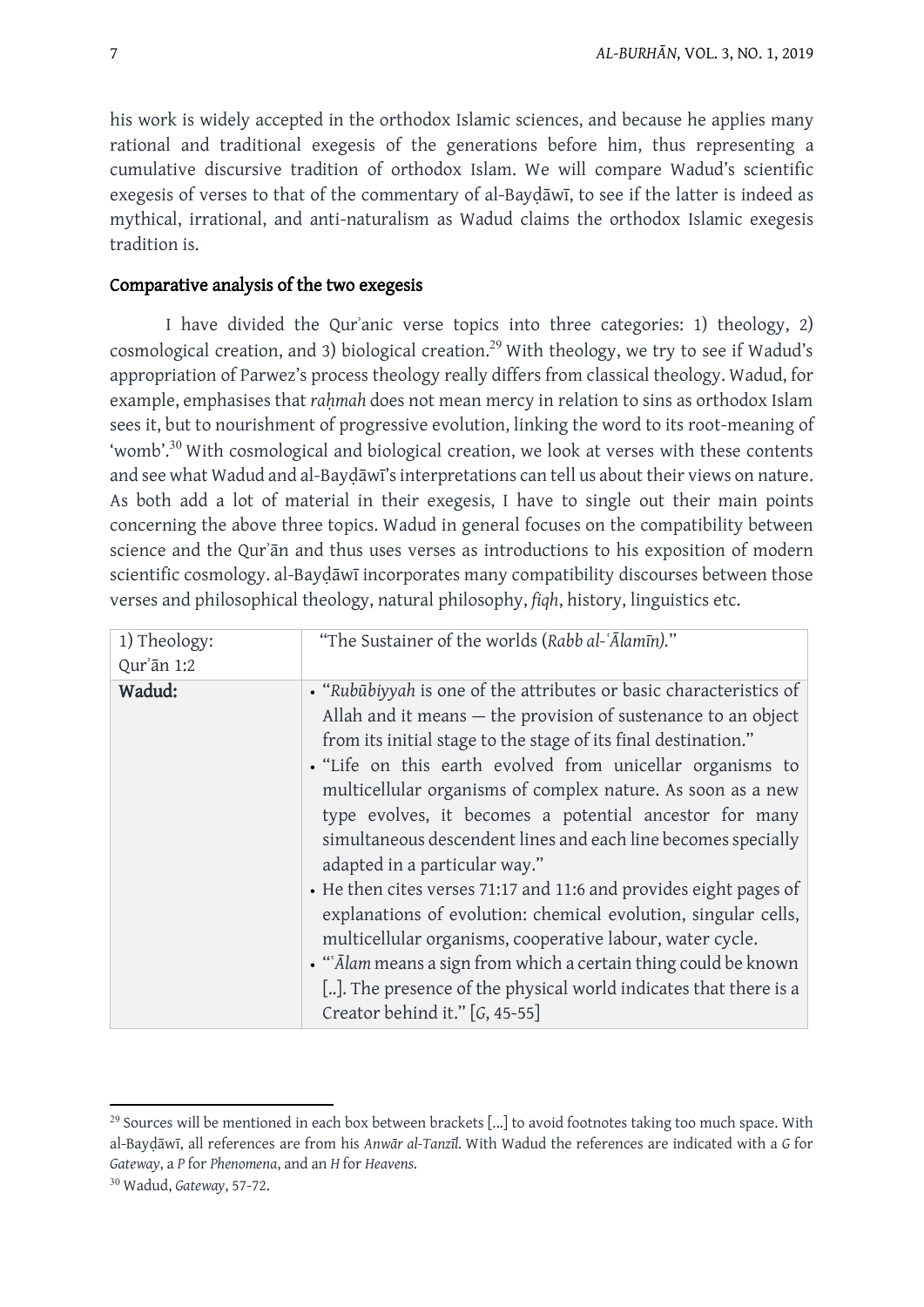his work is widely accepted in the orthodox Islamic sciences, and because he applies many rational and traditional exegesis of the generations before him, thus representing a cumulative discursive tradition of orthodox Islam. We will compare Wadud's scientific exegesis of verses to that of the commentary of al-Bayḍāwī, to see if the latter is indeed as mythical, irrational, and anti-naturalism as Wadud claims the orthodox Islamic exegesis tradition is.

## Comparative analysis of the two exegesis

I have divided the Qurʾanic verse topics into three categories: 1) theology, 2) cosmological creation, and 3) biological creation.[29] With theology, we try to see if Wadud's appropriation of Parwez's process theology really differs from classical theology. Wadud, for example, emphasises that *raḥmah* does not mean mercy in relation to sins as orthodox Islam sees it, but to nourishment of progressive evolution, linking the word to its root-meaning of 'womb'.[30] With cosmological and biological creation, we look at verses with these contents and see what Wadud and al-Bayḍāwī's interpretations can tell us about their views on nature. As both add a lot of material in their exegesis, I have to single out their main points concerning the above three topics. Wadud in general focuses on the compatibility between science and the Qurʾān and thus uses verses as introductions to his exposition of modern scientific cosmology. al-Bayḍāwī incorporates many compatibility discourses between those verses and philosophical theology, natural philosophy, *fiqh*, history, linguistics etc.

| 1) Theology: Qurʾān 1:2 | "The Sustainer of the worlds (*Rabb al-ʿĀlamīn).*" |
|---|---|
| **Wadud:** | • "*Rubūbiyyah* is one of the attributes or basic characteristics of Allah and it means — the provision of sustenance to an object from its initial stage to the stage of its final destination." <br> • "Life on this earth evolved from unicellar organisms to multicellular organisms of complex nature. As soon as a new type evolves, it becomes a potential ancestor for many simultaneous descendent lines and each line becomes specially adapted in a particular way." <br> • He then cites verses 71:17 and 11:6 and provides eight pages of explanations of evolution: chemical evolution, singular cells, multicellular organisms, cooperative labour, water cycle. <br> • "ʿ*Ālam* means a sign from which a certain thing could be known [..]. The presence of the physical world indicates that there is a Creator behind it." [*G*, 45-55] |

[29] Sources will be mentioned in each box between brackets [...] to avoid footnotes taking too much space. With al-Bayḍāwī, all references are from his *Anwār al-Tanzīl.* With Wadud the references are indicated with a *G* for *Gateway*, a *P* for *Phenomena*, and an *H* for *Heavens*.

[30] Wadud, *Gateway*, 57-72.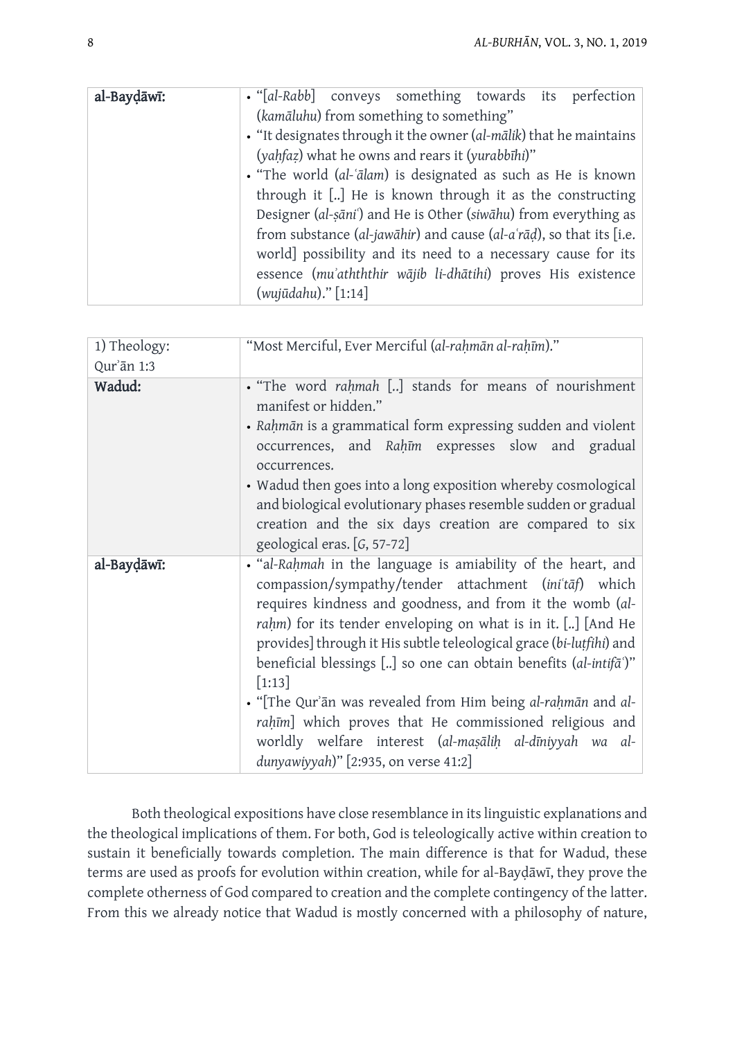| al-Bayḍāwī: | • "[*al-Rabb*] conveys something towards its perfection (*kamāluhu*) from something to something" • "It designates through it the owner (*al-mālik*) that he maintains (*yaḥfaẓ*) what he owns and rears it (*yurabbīhi*)" • "The world (*al-ʿālam*) is designated as such as He is known through it [..] He is known through it as the constructing Designer (*al-ṣāniʿ*) and He is Other (*siwāhu*) from everything as from substance (*al-jawāhir*) and cause (*al-aʿrāḍ*), so that its [i.e. world] possibility and its need to a necessary cause for its essence (*muʾathththir wājib li-dhātihi*) proves His existence (*wujūdahu*)." [1:14] |
|---|---|

| 1) Theology: Qurʾān 1:3 | "Most Merciful, Ever Merciful (*al-raḥmān al-raḥīm*)." |
|---|---|
| **Wadud:** | • "The word *raḥmah* [..] stands for means of nourishment manifest or hidden." • *Raḥmān* is a grammatical form expressing sudden and violent occurrences, and *Raḥīm* expresses slow and gradual occurrences. • Wadud then goes into a long exposition whereby cosmological and biological evolutionary phases resemble sudden or gradual creation and the six days creation are compared to six geological eras. [*G*, 57-72] |
| **al-Bayḍāwī:** | • "*al-Raḥmah* in the language is amiability of the heart, and compassion/sympathy/tender attachment (*iniʿtāf*) which requires kindness and goodness, and from it the womb (*al-raḥm*) for its tender enveloping on what is in it. [..] [And He provides] through it His subtle teleological grace (*bi-luṭfihi*) and beneficial blessings [..] so one can obtain benefits (*al-intifāʿ*)" [1:13] • "[The Qurʾān was revealed from Him being *al-raḥmān* and *al-raḥīm*] which proves that He commissioned religious and worldly welfare interest (*al-maṣāliḥ al-dīniyyah wa al-dunyawiyyah*)" [2:935, on verse 41:2] |

Both theological expositions have close resemblance in its linguistic explanations and the theological implications of them. For both, God is teleologically active within creation to sustain it beneficially towards completion. The main difference is that for Wadud, these terms are used as proofs for evolution within creation, while for al-Bayḍāwī, they prove the complete otherness of God compared to creation and the complete contingency of the latter. From this we already notice that Wadud is mostly concerned with a philosophy of nature,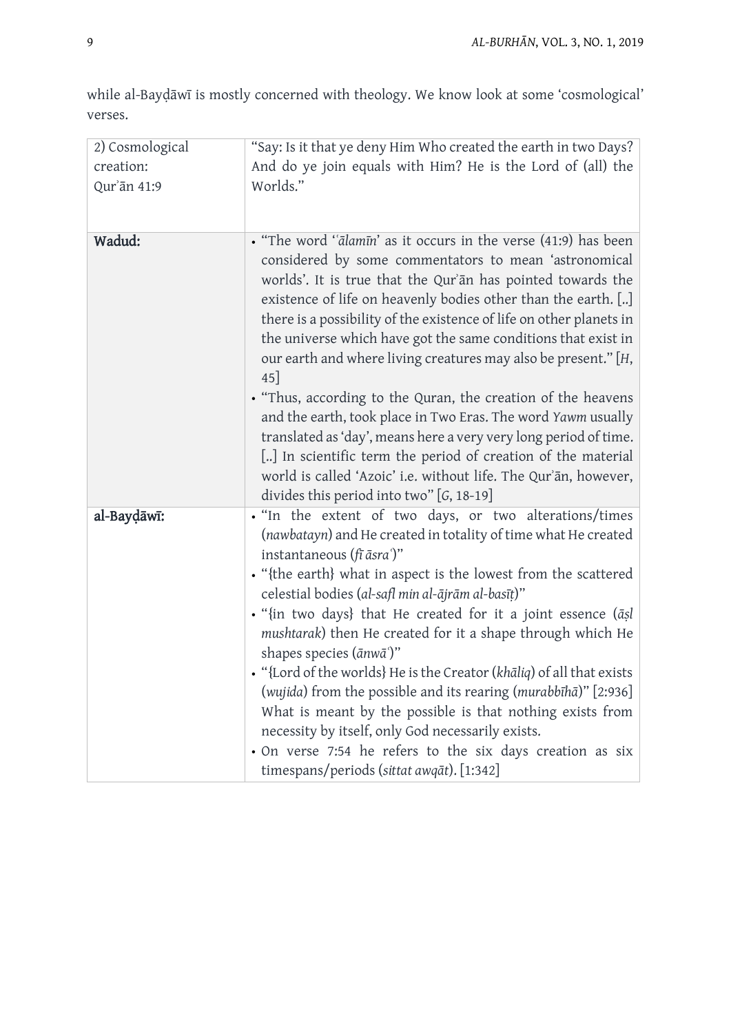while al-Bayḍāwī is mostly concerned with theology. We know look at some 'cosmological' verses.

| 2) Cosmological creation: Qurʾān 41:9 | "Say: Is it that ye deny Him Who created the earth in two Days? And do ye join equals with Him? He is the Lord of (all) the Worlds." |
|---|---|
| **Wadud:** | • "The word '*ʿālamīn*' as it occurs in the verse (41:9) has been considered by some commentators to mean 'astronomical worlds'. It is true that the Qurʾān has pointed towards the existence of life on heavenly bodies other than the earth. [..] there is a possibility of the existence of life on other planets in the universe which have got the same conditions that exist in our earth and where living creatures may also be present." [*H*, 45]<br>• "Thus, according to the Quran, the creation of the heavens and the earth, took place in Two Eras. The word *Yawm* usually translated as 'day', means here a very very long period of time. [..] In scientific term the period of creation of the material world is called 'Azoic' i.e. without life. The Qurʾān, however, divides this period into two" [*G*, 18-19] |
| **al-Bayḍāwī:** | • "In the extent of two days, or two alterations/times (*nawbatayn*) and He created in totality of time what He created instantaneous (*fī āsraʿ*)"<br>• "{the earth} what in aspect is the lowest from the scattered celestial bodies (*al-safl min al-ājrām al-basīṭ*)"<br>• "{in two days} that He created for it a joint essence (*āṣl mushtarak*) then He created for it a shape through which He shapes species (*ānwāʿ*)"<br>• "{Lord of the worlds} He is the Creator (*khāliq*) of all that exists (*wujida*) from the possible and its rearing (*murabbīhā*)" [2:936] What is meant by the possible is that nothing exists from necessity by itself, only God necessarily exists.<br>• On verse 7:54 he refers to the six days creation as six timespans/periods (*sittat awqāt*). [1:342] |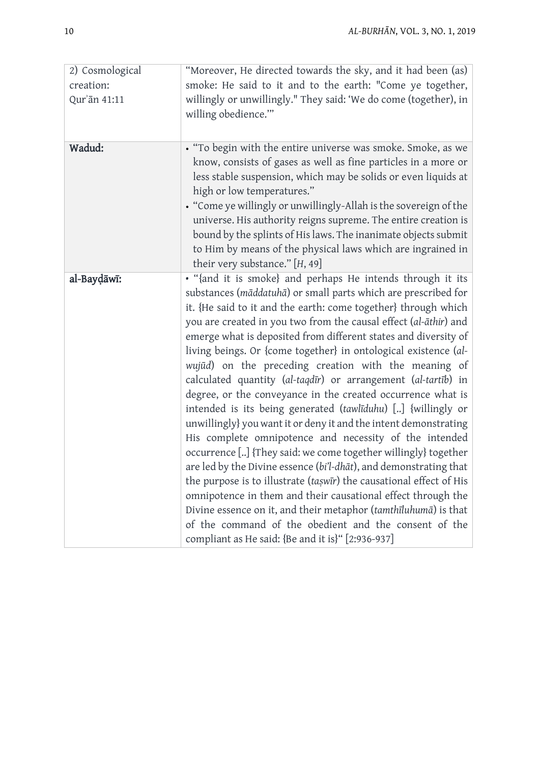| 2) Cosmological creation: Qur'ān 41:11 | "Moreover, He directed towards the sky, and it had been (as) smoke: He said to it and to the earth: "Come ye together, willingly or unwillingly." They said: 'We do come (together), in willing obedience.'" |
|---|---|
| **Wadud:** | • "To begin with the entire universe was smoke. Smoke, as we know, consists of gases as well as fine particles in a more or less stable suspension, which may be solids or even liquids at high or low temperatures."<br>• "Come ye willingly or unwillingly-Allah is the sovereign of the universe. His authority reigns supreme. The entire creation is bound by the splints of His laws. The inanimate objects submit to Him by means of the physical laws which are ingrained in their very substance." [*H*, 49] |
| **al-Bayḍāwī:** | • "{and it is smoke} and perhaps He intends through it its substances (*māddatuhā*) or small parts which are prescribed for it. {He said to it and the earth: come together} through which you are created in you two from the causal effect (*al-āthir*) and emerge what is deposited from different states and diversity of living beings. Or {come together} in ontological existence (*al-wujūd*) on the preceding creation with the meaning of calculated quantity (*al-taqdīr*) or arrangement (*al-tartīb*) in degree, or the conveyance in the created occurrence what is intended is its being generated (*tawlīduhu*) [..] {willingly or unwillingly} you want it or deny it and the intent demonstrating His complete omnipotence and necessity of the intended occurrence [..] {They said: we come together willingly} together are led by the Divine essence (*bi'l-dhāt*), and demonstrating that the purpose is to illustrate (*taṣwīr*) the causational effect of His omnipotence in them and their causational effect through the Divine essence on it, and their metaphor (*tamthīluhumā*) is that of the command of the obedient and the consent of the compliant as He said: {Be and it is}" [2:936-937] |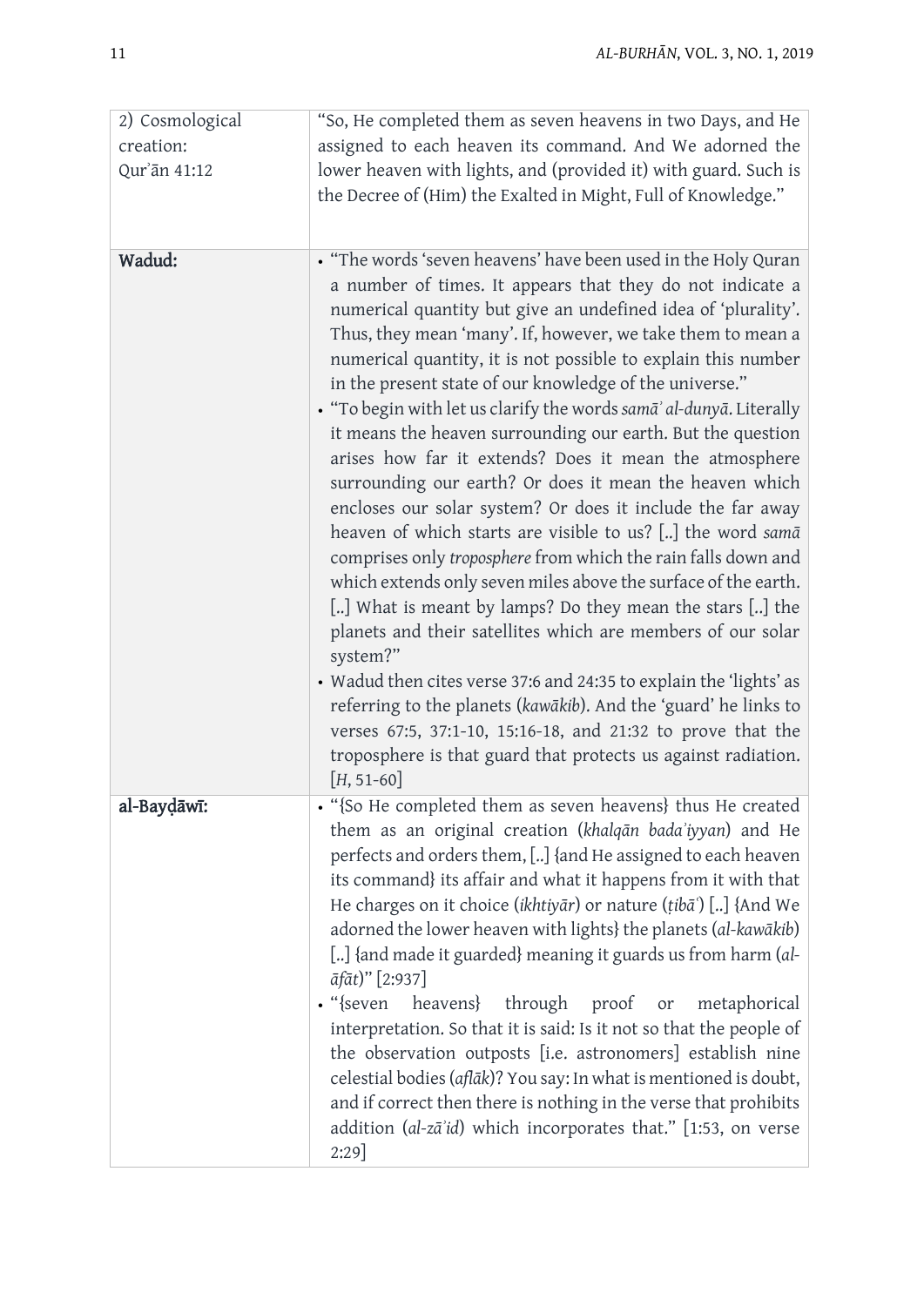| 2) Cosmological creation: Qurʾān 41:12 | "So, He completed them as seven heavens in two Days, and He assigned to each heaven its command. And We adorned the lower heaven with lights, and (provided it) with guard. Such is the Decree of (Him) the Exalted in Might, Full of Knowledge." |
|---|---|
| **Wadud:** | • "The words 'seven heavens' have been used in the Holy Quran a number of times. It appears that they do not indicate a numerical quantity but give an undefined idea of 'plurality'. Thus, they mean 'many'. If, however, we take them to mean a numerical quantity, it is not possible to explain this number in the present state of our knowledge of the universe." <br> • "To begin with let us clarify the words *samāʾ al-dunyā*. Literally it means the heaven surrounding our earth. But the question arises how far it extends? Does it mean the atmosphere surrounding our earth? Or does it mean the heaven which encloses our solar system? Or does it include the far away heaven of which starts are visible to us? [..] the word *samā* comprises only *troposphere* from which the rain falls down and which extends only seven miles above the surface of the earth. [..] What is meant by lamps? Do they mean the stars [..] the planets and their satellites which are members of our solar system?" <br> • Wadud then cites verse 37:6 and 24:35 to explain the 'lights' as referring to the planets (*kawākib*). And the 'guard' he links to verses 67:5, 37:1-10, 15:16-18, and 21:32 to prove that the troposphere is that guard that protects us against radiation. [*H*, 51-60] |
| **al-Bayḍāwī:** | • "{So He completed them as seven heavens} thus He created them as an original creation (*khalqān badaʾiyyan*) and He perfects and orders them, [..] {and He assigned to each heaven its command} its affair and what it happens from it with that He charges on it choice (*ikhtiyār*) or nature (*ṭibāʿ*) [..] {And We adorned the lower heaven with lights} the planets (*al-kawākib*) [..] {and made it guarded} meaning it guards us from harm (*al-āfāt*)" [2:937] <br> • "{seven heavens} through proof or metaphorical interpretation. So that it is said: Is it not so that the people of the observation outposts [i.e. astronomers] establish nine celestial bodies (*aflāk*)? You say: In what is mentioned is doubt, and if correct then there is nothing in the verse that prohibits addition (*al-zāʾid*) which incorporates that." [1:53, on verse 2:29] |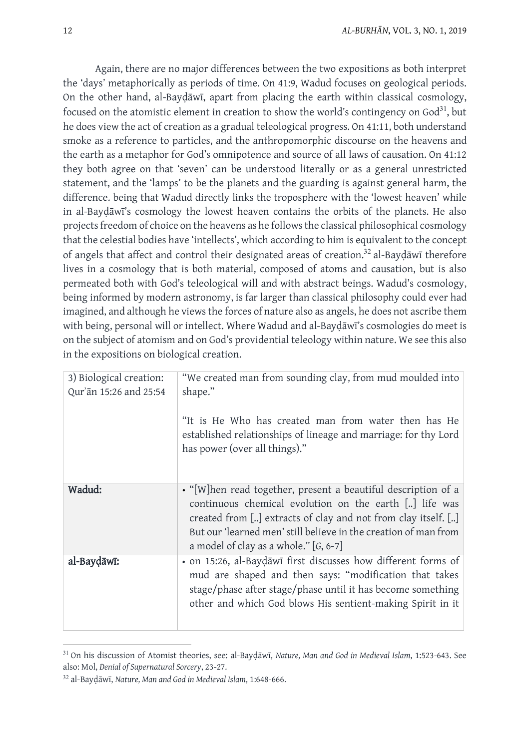Again, there are no major differences between the two expositions as both interpret the 'days' metaphorically as periods of time. On 41:9, Wadud focuses on geological periods. On the other hand, al-Bayḍāwī, apart from placing the earth within classical cosmology, focused on the atomistic element in creation to show the world's contingency on God[31], but he does view the act of creation as a gradual teleological progress. On 41:11, both understand smoke as a reference to particles, and the anthropomorphic discourse on the heavens and the earth as a metaphor for God's omnipotence and source of all laws of causation. On 41:12 they both agree on that 'seven' can be understood literally or as a general unrestricted statement, and the 'lamps' to be the planets and the guarding is against general harm, the difference. being that Wadud directly links the troposphere with the 'lowest heaven' while in al-Bayḍāwī's cosmology the lowest heaven contains the orbits of the planets. He also projects freedom of choice on the heavens as he follows the classical philosophical cosmology that the celestial bodies have 'intellects', which according to him is equivalent to the concept of angels that affect and control their designated areas of creation.[32] al-Bayḍāwī therefore lives in a cosmology that is both material, composed of atoms and causation, but is also permeated both with God's teleological will and with abstract beings. Wadud's cosmology, being informed by modern astronomy, is far larger than classical philosophy could ever had imagined, and although he views the forces of nature also as angels, he does not ascribe them with being, personal will or intellect. Where Wadud and al-Bayḍāwī's cosmologies do meet is on the subject of atomism and on God's providential teleology within nature. We see this also in the expositions on biological creation.

| 3) Biological creation: Qurʾān 15:26 and 25:54 | "We created man from sounding clay, from mud moulded into shape."<br><br>"It is He Who has created man from water then has He established relationships of lineage and marriage: for thy Lord has power (over all things)." |
|---|---|
| **Wadud:** | • "[W]hen read together, present a beautiful description of a continuous chemical evolution on the earth [..] life was created from [..] extracts of clay and not from clay itself. [..] But our 'learned men' still believe in the creation of man from a model of clay as a whole." [*G*, 6-7] |
| **al-Bayḍāwī:** | • on 15:26, al-Bayḍāwī first discusses how different forms of mud are shaped and then says: "modification that takes stage/phase after stage/phase until it has become something other and which God blows His sentient-making Spirit in it |

[31] On his discussion of Atomist theories, see: al-Bayḍāwī, *Nature, Man and God in Medieval Islam*, 1:523-643. See also: Mol, *Denial of Supernatural Sorcery*, 23-27.

[32] al-Bayḍāwī, *Nature, Man and God in Medieval Islam*, 1:648-666.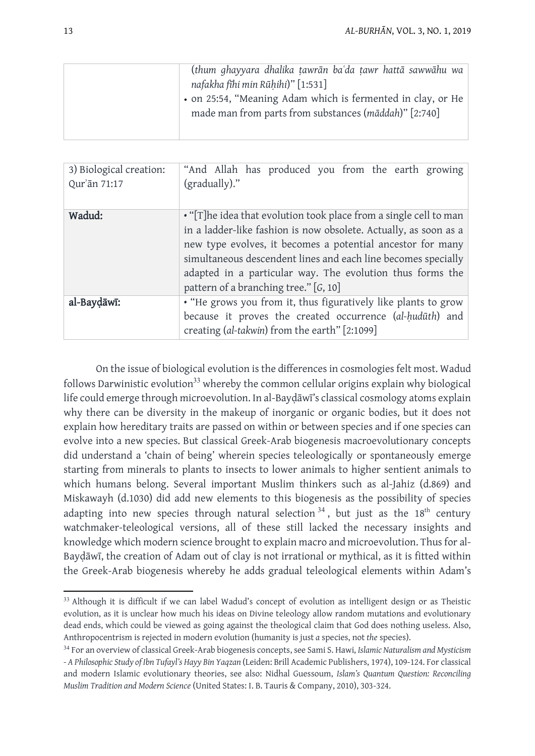| | (*thum ghayyara dhalika ṭawrān baʿda ṭawr hattā sawwāhu wa nafakha fīhi min Rūḥihi*)" [1:531] • on 25:54, "Meaning Adam which is fermented in clay, or He made man from parts from substances (*māddah*)" [2:740] |
|---|---|

| 3) Biological creation: Qurʾān 71:17 | "And Allah has produced you from the earth growing (gradually)." |
|---|---|
| **Wadud:** | • "[T]he idea that evolution took place from a single cell to man in a ladder-like fashion is now obsolete. Actually, as soon as a new type evolves, it becomes a potential ancestor for many simultaneous descendent lines and each line becomes specially adapted in a particular way. The evolution thus forms the pattern of a branching tree." [*G*, 10] |
| **al-Bayḍāwī:** | • "He grows you from it, thus figuratively like plants to grow because it proves the created occurrence (*al-ḥudūth*) and creating (*al-takwin*) from the earth" [2:1099] |

On the issue of biological evolution is the differences in cosmologies felt most. Wadud follows Darwinistic evolution[33] whereby the common cellular origins explain why biological life could emerge through microevolution. In al-Bayḍāwī's classical cosmology atoms explain why there can be diversity in the makeup of inorganic or organic bodies, but it does not explain how hereditary traits are passed on within or between species and if one species can evolve into a new species. But classical Greek-Arab biogenesis macroevolutionary concepts did understand a 'chain of being' wherein species teleologically or spontaneously emerge starting from minerals to plants to insects to lower animals to higher sentient animals to which humans belong. Several important Muslim thinkers such as al-Jahiz (d.869) and Miskawayh (d.1030) did add new elements to this biogenesis as the possibility of species adapting into new species through natural selection[34], but just as the 18th century watchmaker-teleological versions, all of these still lacked the necessary insights and knowledge which modern science brought to explain macro and microevolution. Thus for al-Bayḍāwī, the creation of Adam out of clay is not irrational or mythical, as it is fitted within the Greek-Arab biogenesis whereby he adds gradual teleological elements within Adam's

---

[33] Although it is difficult if we can label Wadud's concept of evolution as intelligent design or as Theistic evolution, as it is unclear how much his ideas on Divine teleology allow random mutations and evolutionary dead ends, which could be viewed as going against the theological claim that God does nothing useless. Also, Anthropocentrism is rejected in modern evolution (humanity is just *a* species, not *the* species).

[34] For an overview of classical Greek-Arab biogenesis concepts, see Sami S. Hawi, *Islamic Naturalism and Mysticism - A Philosophic Study of Ibn Tufayl's Hayy Bin Yaqzan* (Leiden: Brill Academic Publishers, 1974), 109-124. For classical and modern Islamic evolutionary theories, see also: Nidhal Guessoum, *Islam's Quantum Question: Reconciling Muslim Tradition and Modern Science* (United States: I. B. Tauris & Company, 2010), 303-324.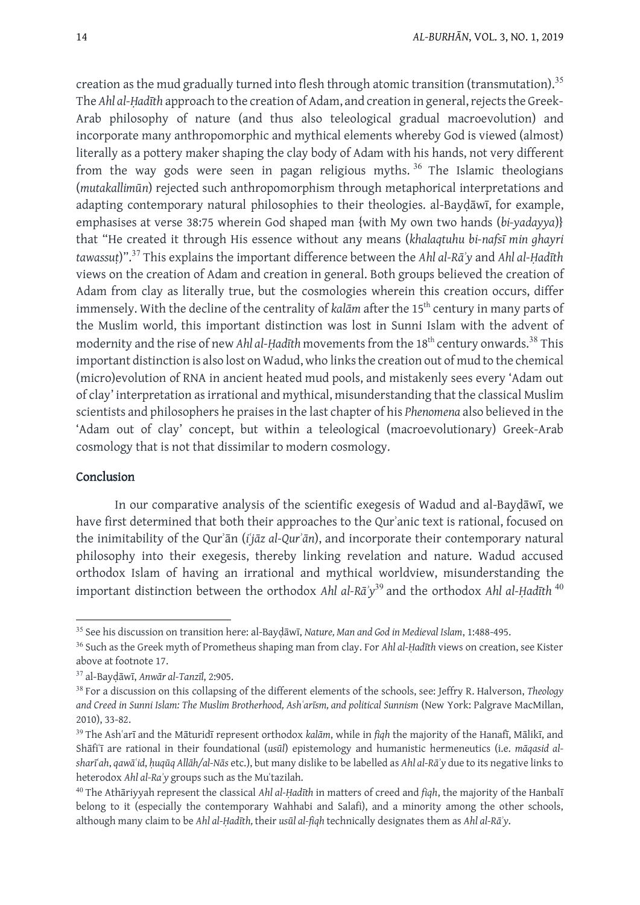creation as the mud gradually turned into flesh through atomic transition (transmutation).[35] The *Ahl al-Ḥadīth* approach to the creation of Adam, and creation in general, rejects the Greek-Arab philosophy of nature (and thus also teleological gradual macroevolution) and incorporate many anthropomorphic and mythical elements whereby God is viewed (almost) literally as a pottery maker shaping the clay body of Adam with his hands, not very different from the way gods were seen in pagan religious myths.[36] The Islamic theologians (*mutakallimūn*) rejected such anthropomorphism through metaphorical interpretations and adapting contemporary natural philosophies to their theologies. al-Bayḍāwī, for example, emphasises at verse 38:75 wherein God shaped man {with My own two hands (*bi-yadayya*)} that "He created it through His essence without any means (*khalaqtuhu bi-nafsī min ghayri tawassuṭ*)".[37] This explains the important difference between the *Ahl al-Rāʾy* and *Ahl al-Ḥadīth* views on the creation of Adam and creation in general. Both groups believed the creation of Adam from clay as literally true, but the cosmologies wherein this creation occurs, differ immensely. With the decline of the centrality of *kalām* after the 15th century in many parts of the Muslim world, this important distinction was lost in Sunni Islam with the advent of modernity and the rise of new *Ahl al-Ḥadīth* movements from the 18th century onwards.[38] This important distinction is also lost on Wadud, who links the creation out of mud to the chemical (micro)evolution of RNA in ancient heated mud pools, and mistakenly sees every 'Adam out of clay' interpretation as irrational and mythical, misunderstanding that the classical Muslim scientists and philosophers he praises in the last chapter of his *Phenomena* also believed in the 'Adam out of clay' concept, but within a teleological (macroevolutionary) Greek-Arab cosmology that is not that dissimilar to modern cosmology.

## Conclusion

In our comparative analysis of the scientific exegesis of Wadud and al-Bayḍāwī, we have first determined that both their approaches to the Qurʾanic text is rational, focused on the inimitability of the Qurʾān (*iʿjāz al-Qurʾān*), and incorporate their contemporary natural philosophy into their exegesis, thereby linking revelation and nature. Wadud accused orthodox Islam of having an irrational and mythical worldview, misunderstanding the important distinction between the orthodox *Ahl al-Rāʾy*[39] and the orthodox *Ahl al-Ḥadīth*[40]

---

[35] See his discussion on transition here: al-Bayḍāwī, *Nature, Man and God in Medieval Islam*, 1:488-495.

[36] Such as the Greek myth of Prometheus shaping man from clay. For *Ahl al-Ḥadīth* views on creation, see Kister above at footnote 17.

[37] al-Bayḍāwī, *Anwār al-Tanzīl*, 2:905.

[38] For a discussion on this collapsing of the different elements of the schools, see: Jeffry R. Halverson, *Theology and Creed in Sunni Islam: The Muslim Brotherhood, Ashʿarīsm, and political Sunnism* (New York: Palgrave MacMillan, 2010), 33-82.

[39] The Ashʿarī and the Māturidī represent orthodox *kalām*, while in *fiqh* the majority of the Hanafī, Mālikī, and Shāfiʿī are rational in their foundational (*usūl*) epistemology and humanistic hermeneutics (i.e. *māqasid al-sharīʿah*, *qawāʿid*, *ḥuqūq Allāh/al-Nās* etc.), but many dislike to be labelled as *Ahl al-Rāʾy* due to its negative links to heterodox *Ahl al-Raʾy* groups such as the Muʿtazilah.

[40] The Athāriyyah represent the classical *Ahl al-Ḥadīth* in matters of creed and *fiqh*, the majority of the Hanbalī belong to it (especially the contemporary Wahhabi and Salafi), and a minority among the other schools, although many claim to be *Ahl al-Ḥadīth*, their *usūl al-fiqh* technically designates them as *Ahl al-Rāʾy*.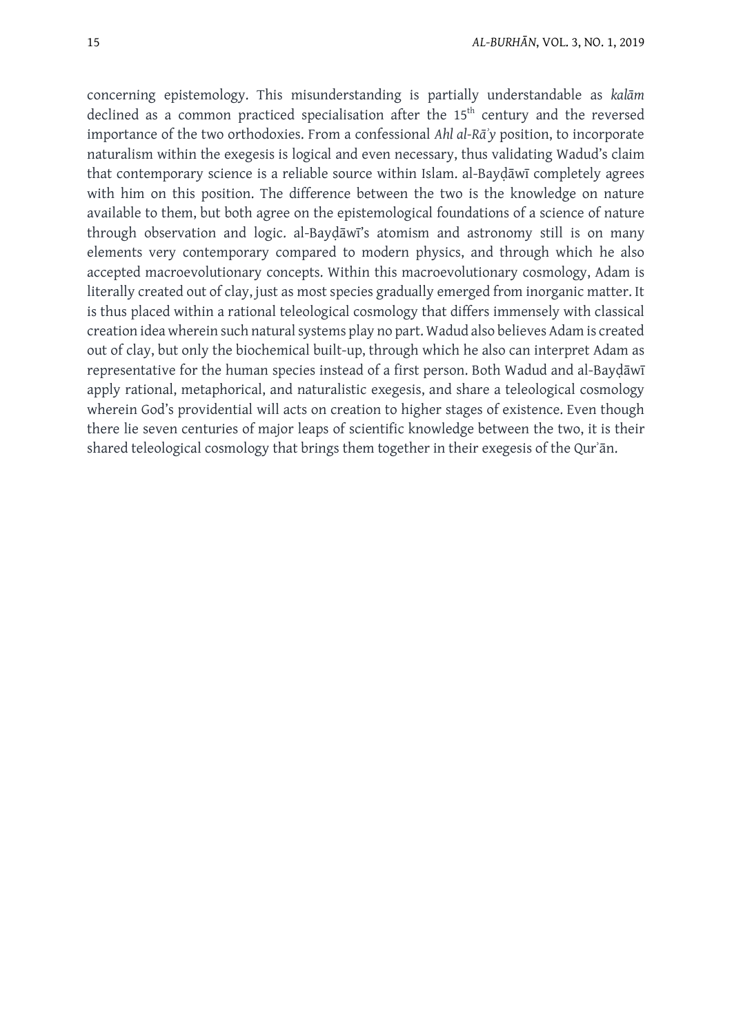concerning epistemology. This misunderstanding is partially understandable as *kalām* declined as a common practiced specialisation after the 15th century and the reversed importance of the two orthodoxies. From a confessional *Ahl al-Rāʾy* position, to incorporate naturalism within the exegesis is logical and even necessary, thus validating Wadud's claim that contemporary science is a reliable source within Islam. al-Bayḍāwī completely agrees with him on this position. The difference between the two is the knowledge on nature available to them, but both agree on the epistemological foundations of a science of nature through observation and logic. al-Bayḍāwī's atomism and astronomy still is on many elements very contemporary compared to modern physics, and through which he also accepted macroevolutionary concepts. Within this macroevolutionary cosmology, Adam is literally created out of clay, just as most species gradually emerged from inorganic matter. It is thus placed within a rational teleological cosmology that differs immensely with classical creation idea wherein such natural systems play no part. Wadud also believes Adam is created out of clay, but only the biochemical built-up, through which he also can interpret Adam as representative for the human species instead of a first person. Both Wadud and al-Bayḍāwī apply rational, metaphorical, and naturalistic exegesis, and share a teleological cosmology wherein God's providential will acts on creation to higher stages of existence. Even though there lie seven centuries of major leaps of scientific knowledge between the two, it is their shared teleological cosmology that brings them together in their exegesis of the Qurʾān.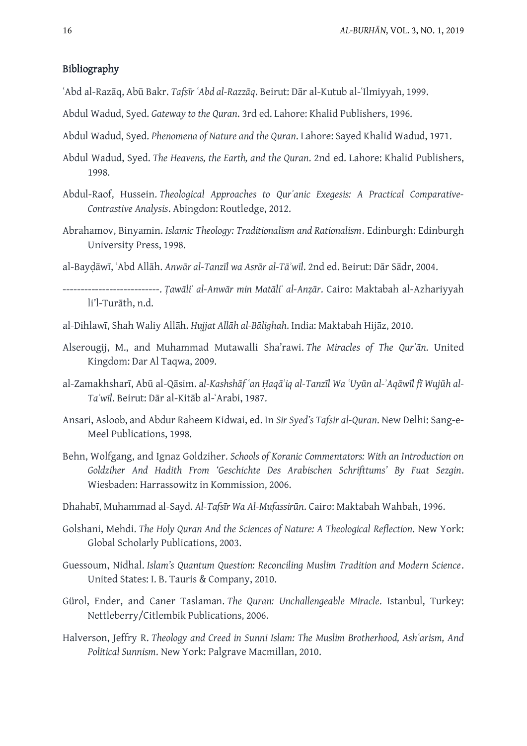## Bibliography

ʿAbd al-Razāq, Abū Bakr. *Tafsīr ʿAbd al-Razzāq*. Beirut: Dār al-Kutub al-ʿIlmiyyah, 1999.

Abdul Wadud, Syed. *Gateway to the Quran*. 3rd ed. Lahore: Khalid Publishers, 1996.

Abdul Wadud, Syed. *Phenomena of Nature and the Quran*. Lahore: Sayed Khalid Wadud, 1971.

Abdul Wadud, Syed. *The Heavens, the Earth, and the Quran*. 2nd ed. Lahore: Khalid Publishers, 1998.

Abdul-Raof, Hussein. *Theological Approaches to Qurʾanic Exegesis: A Practical Comparative-Contrastive Analysis*. Abingdon: Routledge, 2012.

Abrahamov, Binyamin. *Islamic Theology: Traditionalism and Rationalism*. Edinburgh: Edinburgh University Press, 1998.

al-Bayḍāwī, ʿAbd Allāh. *Anwār al-Tanzīl wa Asrār al-Taʾwīl*. 2nd ed. Beirut: Dār Sādr, 2004.

---------------------------. *Ṭawāliʿ al-Anwār min Matāliʿ al-Anẓār*. Cairo: Maktabah al-Azhariyyah li'l-Turāth, n.d.

al-Dihlawī, Shah Waliy Allāh. *Hujjat Allāh al-Bālighah*. India: Maktabah Hijāz, 2010.

Alserougij, M., and Muhammad Mutawalli Sha'rawi. *The Miracles of The Qurʾān*. United Kingdom: Dar Al Taqwa, 2009.

al-Zamakhsharī, Abū al-Qāsim. *al-Kashshāf ʿan Ḥaqāʾiq al-Tanzīl Wa ʿUyūn al-ʾAqāwīl fī Wujūh al-Taʾwīl*. Beirut: Dār al-Kitāb al-ʿArabi, 1987.

Ansari, Asloob, and Abdur Raheem Kidwai, ed. In *Sir Syed's Tafsir al-Quran*. New Delhi: Sang-e-Meel Publications, 1998.

Behn, Wolfgang, and Ignaz Goldziher. *Schools of Koranic Commentators: With an Introduction on Goldziher And Hadith From 'Geschichte Des Arabischen Schrifttums' By Fuat Sezgin*. Wiesbaden: Harrassowitz in Kommission, 2006.

Dhahabī, Muhammad al-Sayd. *Al-Tafsīr Wa Al-Mufassirūn*. Cairo: Maktabah Wahbah, 1996.

Golshani, Mehdi. *The Holy Quran And the Sciences of Nature: A Theological Reflection*. New York: Global Scholarly Publications, 2003.

Guessoum, Nidhal. *Islam's Quantum Question: Reconciling Muslim Tradition and Modern Science*. United States: I. B. Tauris & Company, 2010.

Gürol, Ender, and Caner Taslaman. *The Quran: Unchallengeable Miracle*. Istanbul, Turkey: Nettleberry/Citlembik Publications, 2006.

Halverson, Jeffry R. *Theology and Creed in Sunni Islam: The Muslim Brotherhood, Ashʿarism, And Political Sunnism*. New York: Palgrave Macmillan, 2010.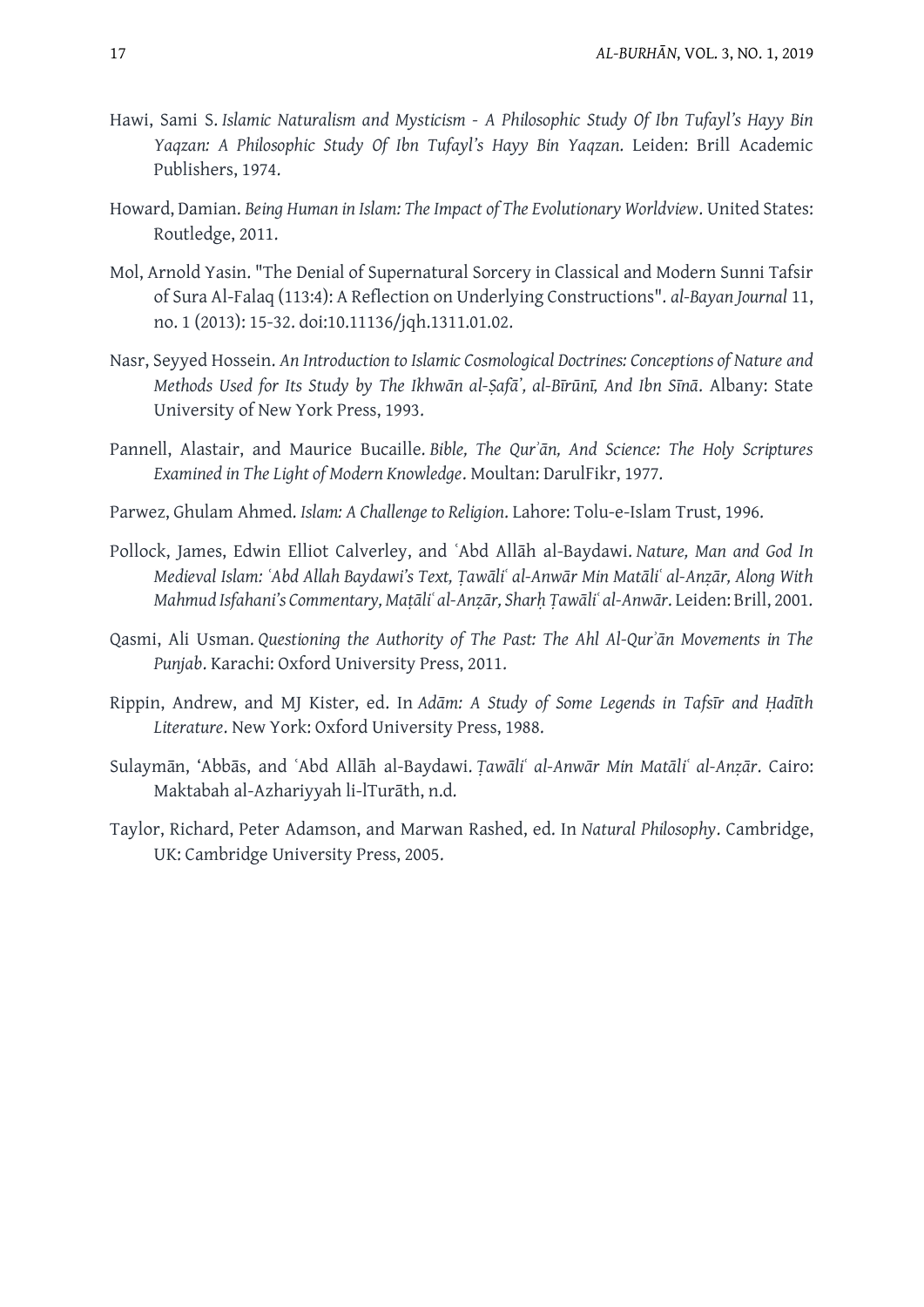Hawi, Sami S. *Islamic Naturalism and Mysticism - A Philosophic Study Of Ibn Tufayl's Hayy Bin Yaqzan: A Philosophic Study Of Ibn Tufayl's Hayy Bin Yaqzan*. Leiden: Brill Academic Publishers, 1974.

Howard, Damian. *Being Human in Islam: The Impact of The Evolutionary Worldview*. United States: Routledge, 2011.

Mol, Arnold Yasin. "The Denial of Supernatural Sorcery in Classical and Modern Sunni Tafsir of Sura Al-Falaq (113:4): A Reflection on Underlying Constructions". *al-Bayan Journal* 11, no. 1 (2013): 15-32. doi:10.11136/jqh.1311.01.02.

Nasr, Seyyed Hossein. *An Introduction to Islamic Cosmological Doctrines: Conceptions of Nature and Methods Used for Its Study by The Ikhwān al-Ṣafā', al-Bīrūnī, And Ibn Sīnā*. Albany: State University of New York Press, 1993.

Pannell, Alastair, and Maurice Bucaille. *Bible, The Qurʾān, And Science: The Holy Scriptures Examined in The Light of Modern Knowledge*. Moultan: DarulFikr, 1977.

Parwez, Ghulam Ahmed. *Islam: A Challenge to Religion.* Lahore: Tolu-e-Islam Trust, 1996.

Pollock, James, Edwin Elliot Calverley, and ʿAbd Allāh al-Baydawi. *Nature, Man and God In Medieval Islam: ʿAbd Allah Baydawi's Text, Ṭawāliʿ al-Anwār Min Matāliʿ al-Anẓār, Along With Mahmud Isfahani's Commentary, Maṭāliʿ al-Anẓār, Sharḥ Ṭawāliʿ al-Anwār*. Leiden: Brill, 2001.

Qasmi, Ali Usman. *Questioning the Authority of The Past: The Ahl Al-Qurʾān Movements in The Punjab*. Karachi: Oxford University Press, 2011.

Rippin, Andrew, and MJ Kister, ed. In *Adām: A Study of Some Legends in Tafsīr and Ḥadīth Literature*. New York: Oxford University Press, 1988.

Sulaymān, 'Abbās, and ʿAbd Allāh al-Baydawi. *Ṭawāliʿ al-Anwār Min Matāliʿ al-Anẓār*. Cairo: Maktabah al-Azhariyyah li-lTurāth, n.d.

Taylor, Richard, Peter Adamson, and Marwan Rashed, ed. In *Natural Philosophy*. Cambridge, UK: Cambridge University Press, 2005.